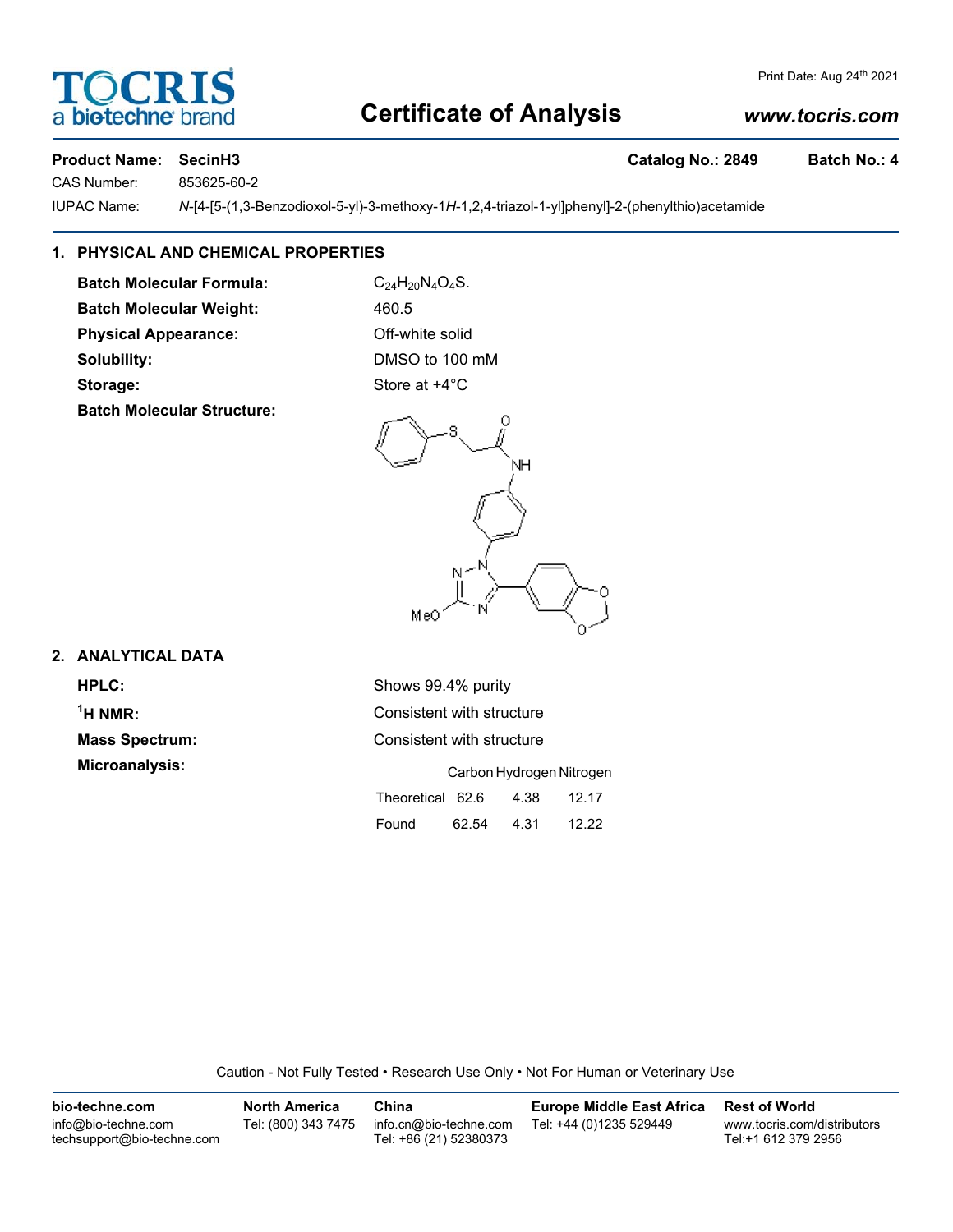# Certificate of Analysis

Print Date: Aug 24th 2021

www.tocris.com

**Product Name: SecinH3** **Catalog No.: 2849** **Batch No.: 4**

CAS Number: 853625-60-2

IUPAC Name: *N*-[4-[5-(1,3-Benzodioxol-5-yl)-3-methoxy-1*H*-1,2,4-triazol-1-yl]phenyl]-2-(phenylthio)acetamide

## 1. PHYSICAL AND CHEMICAL PROPERTIES

**Batch Molecular Formula:** $C_{24}H_{20}N_4O_4S$.

**Batch Molecular Weight:** 460.5

**Physical Appearance:** Off-white solid

**Solubility:** DMSO to 100 mM

**Storage:** Store at +4°C

**Batch Molecular Structure:**

## 2. ANALYTICAL DATA

**HPLC:** Shows 99.4% purity

**$^1$H NMR:** Consistent with structure

**Mass Spectrum:** Consistent with structure

**Microanalysis:**

| | Carbon | Hydrogen | Nitrogen |
|---|---|---|---|
| Theoretical | 62.6 | 4.38 | 12.17 |
| Found | 62.54 | 4.31 | 12.22 |

Caution - Not Fully Tested • Research Use Only • Not For Human or Veterinary Use

**bio-techne.com**
info@bio-techne.com
techsupport@bio-techne.com

**North America**
Tel: (800) 343 7475

**China**
info.cn@bio-techne.com
Tel: +86 (21) 52380373

**Europe Middle East Africa**
Tel: +44 (0)1235 529449

**Rest of World**
www.tocris.com/distributors
Tel:+1 612 379 2956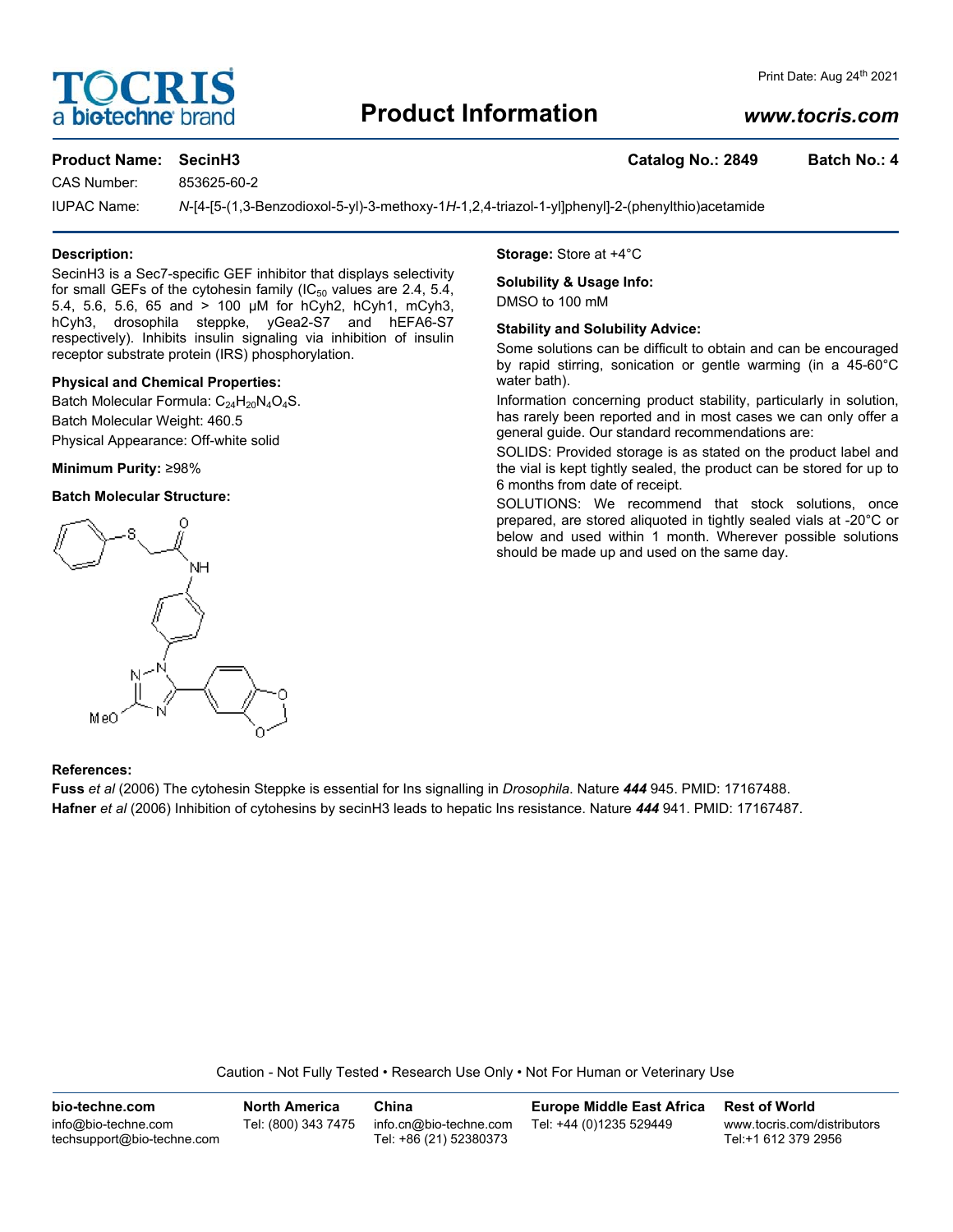# Product Information

**Product Name: SecinH3** **Catalog No.: 2849** **Batch No.: 4**

CAS Number: 853625-60-2

IUPAC Name: *N*-[4-[5-(1,3-Benzodioxol-5-yl)-3-methoxy-1*H*-1,2,4-triazol-1-yl]phenyl]-2-(phenylthio)acetamide

### Description:

SecinH3 is a Sec7-specific GEF inhibitor that displays selectivity for small GEFs of the cytohesin family ($IC_{50}$ values are 2.4, 5.4, 5.4, 5.6, 5.6, 65 and > 100 μM for hCyh2, hCyh1, mCyh3, hCyh3, drosophila steppke, yGea2-S7 and hEFA6-S7 respectively). Inhibits insulin signaling via inhibition of insulin receptor substrate protein (IRS) phosphorylation.

### Physical and Chemical Properties:

Batch Molecular Formula: $C_{24}H_{20}N_4O_4S$.

Batch Molecular Weight: 460.5

Physical Appearance: Off-white solid

**Minimum Purity:** ≥98%

### Batch Molecular Structure:

S

O

NH

N

N

N

MeO

O

O

### Storage:
Store at +4°C

### Solubility & Usage Info:

DMSO to 100 mM

### Stability and Solubility Advice:

Some solutions can be difficult to obtain and can be encouraged by rapid stirring, sonication or gentle warming (in a 45-60°C water bath).

Information concerning product stability, particularly in solution, has rarely been reported and in most cases we can only offer a general guide. Our standard recommendations are:

SOLIDS: Provided storage is as stated on the product label and the vial is kept tightly sealed, the product can be stored for up to 6 months from date of receipt.

SOLUTIONS: We recommend that stock solutions, once prepared, are stored aliquoted in tightly sealed vials at -20°C or below and used within 1 month. Wherever possible solutions should be made up and used on the same day.

### References:

**Fuss** *et al* (2006) The cytohesin Steppke is essential for Ins signalling in *Drosophila*. Nature ***444*** 945. PMID: 17167488.

**Hafner** *et al* (2006) Inhibition of cytohesins by secinH3 leads to hepatic Ins resistance. Nature ***444*** 941. PMID: 17167487.

Caution - Not Fully Tested • Research Use Only • Not For Human or Veterinary Use

**bio-techne.com**
info@bio-techne.com
techsupport@bio-techne.com

**North America**
Tel: (800) 343 7475

**China**
info.cn@bio-techne.com
Tel: +86 (21) 52380373

**Europe Middle East Africa**
Tel: +44 (0)1235 529449

**Rest of World**
www.tocris.com/distributors
Tel:+1 612 379 2956